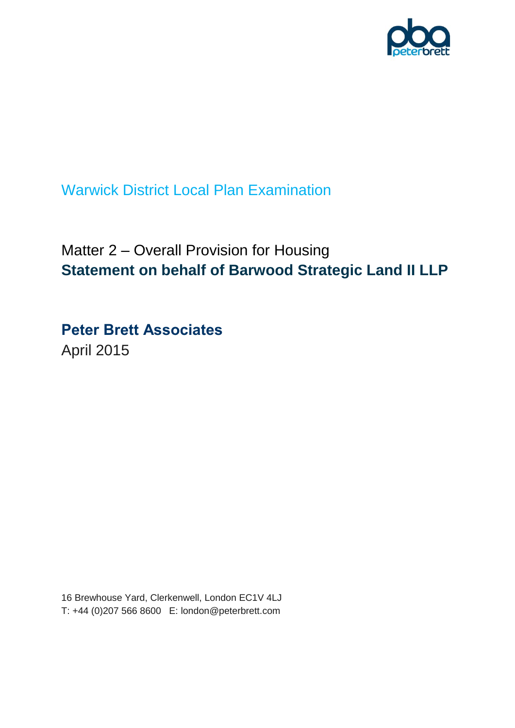# Warwick District Local Plan Examination

## Matter 2 – Overall Provision for Housing

## **Statement on behalf of Barwood Strategic Land II LLP**

**Peter Brett Associates**

April 2015

16 Brewhouse Yard, Clerkenwell, London EC1V 4LJ

T: +44 (0)207 566 8600 E: london@peterbrett.com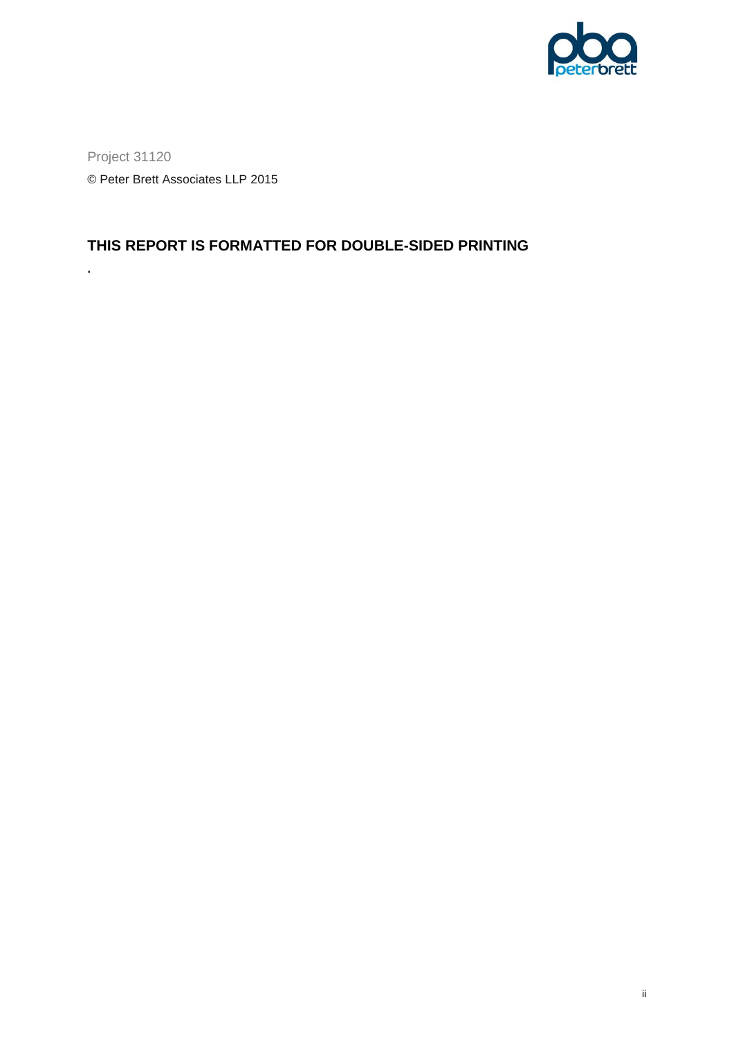Project 31120

© Peter Brett Associates LLP 2015

**THIS REPORT IS FORMATTED FOR DOUBLE-SIDED PRINTING**

.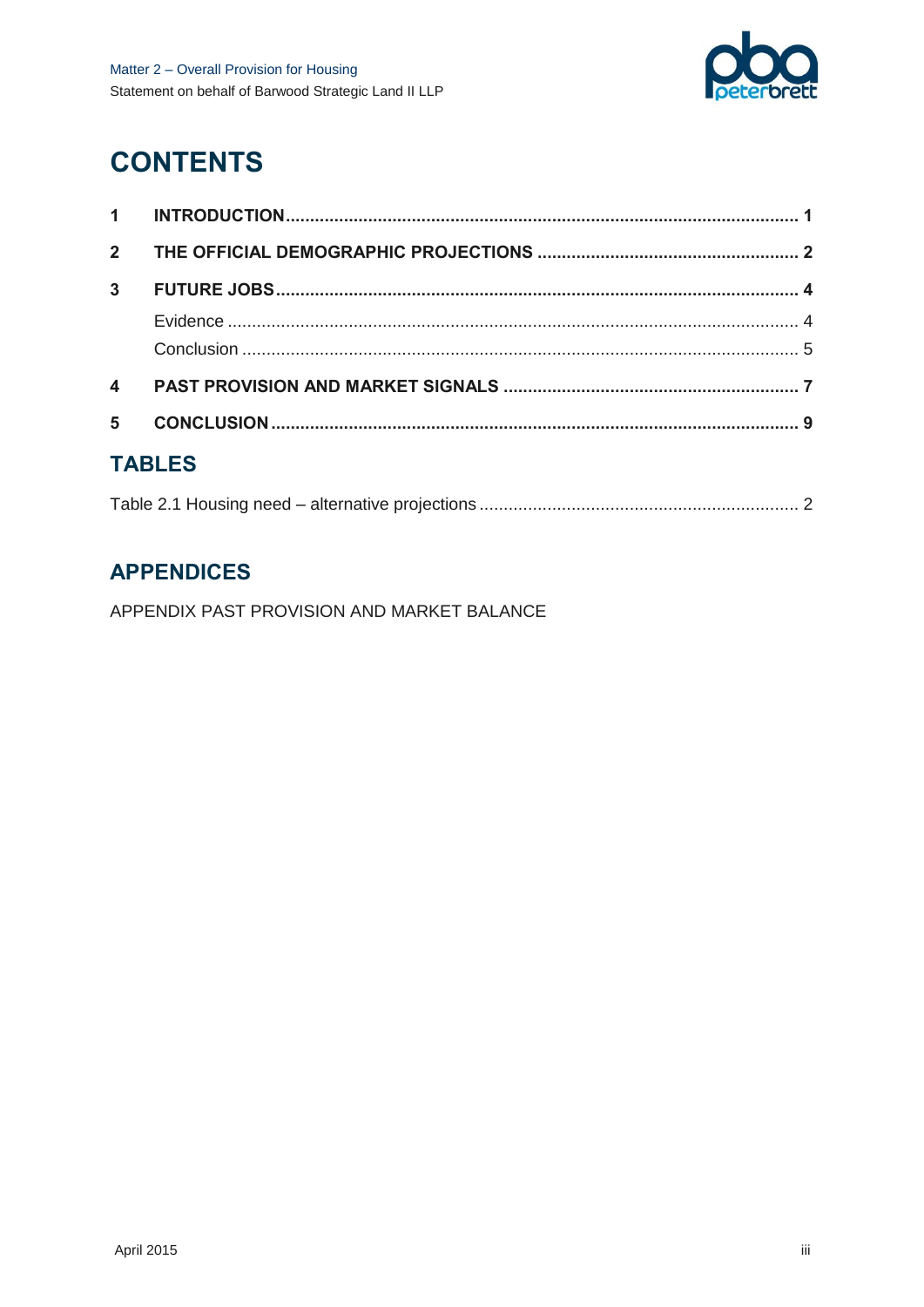# CONTENTS

**1 INTRODUCTION ..... 1**

**2 THE OFFICIAL DEMOGRAPHIC PROJECTIONS ..... 2**

**3 FUTURE JOBS ..... 4**

Evidence ..... 4

Conclusion ..... 5

**4 PAST PROVISION AND MARKET SIGNALS ..... 7**

**5 CONCLUSION ..... 9**

## TABLES

Table 2.1 Housing need – alternative projections ..... 2

## APPENDICES

APPENDIX PAST PROVISION AND MARKET BALANCE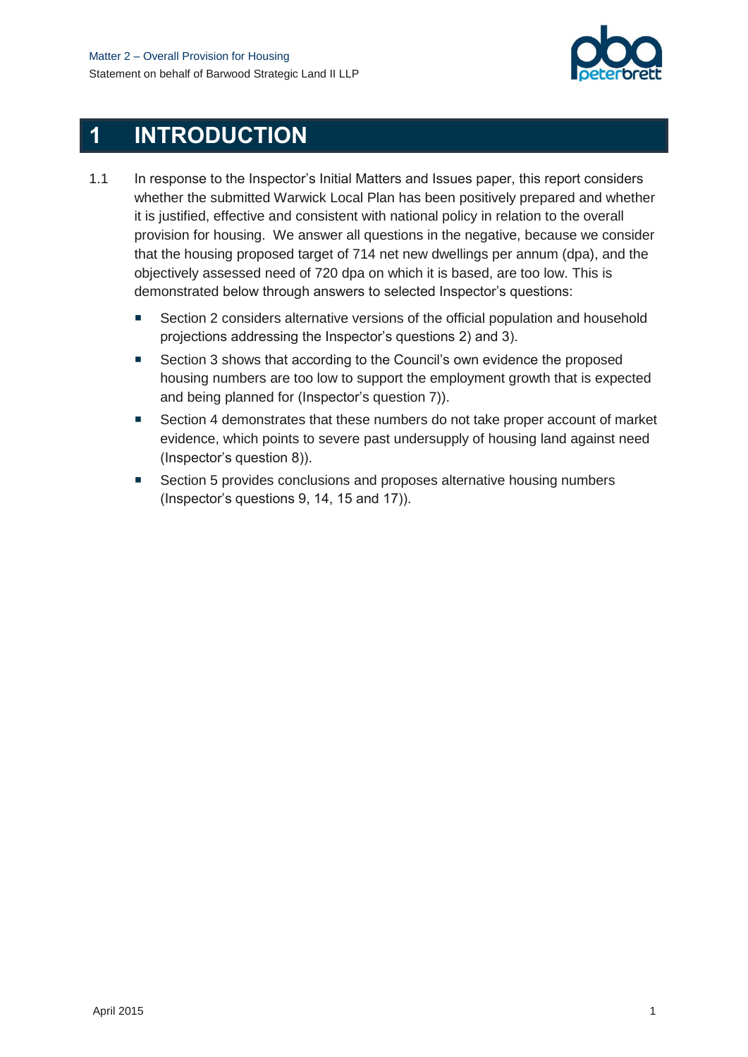# 1 INTRODUCTION

1.1 In response to the Inspector's Initial Matters and Issues paper, this report considers whether the submitted Warwick Local Plan has been positively prepared and whether it is justified, effective and consistent with national policy in relation to the overall provision for housing. We answer all questions in the negative, because we consider that the housing proposed target of 714 net new dwellings per annum (dpa), and the objectively assessed need of 720 dpa on which it is based, are too low. This is demonstrated below through answers to selected Inspector's questions:

- Section 2 considers alternative versions of the official population and household projections addressing the Inspector's questions 2) and 3).
- Section 3 shows that according to the Council's own evidence the proposed housing numbers are too low to support the employment growth that is expected and being planned for (Inspector's question 7)).
- Section 4 demonstrates that these numbers do not take proper account of market evidence, which points to severe past undersupply of housing land against need (Inspector's question 8)).
- Section 5 provides conclusions and proposes alternative housing numbers (Inspector's questions 9, 14, 15 and 17)).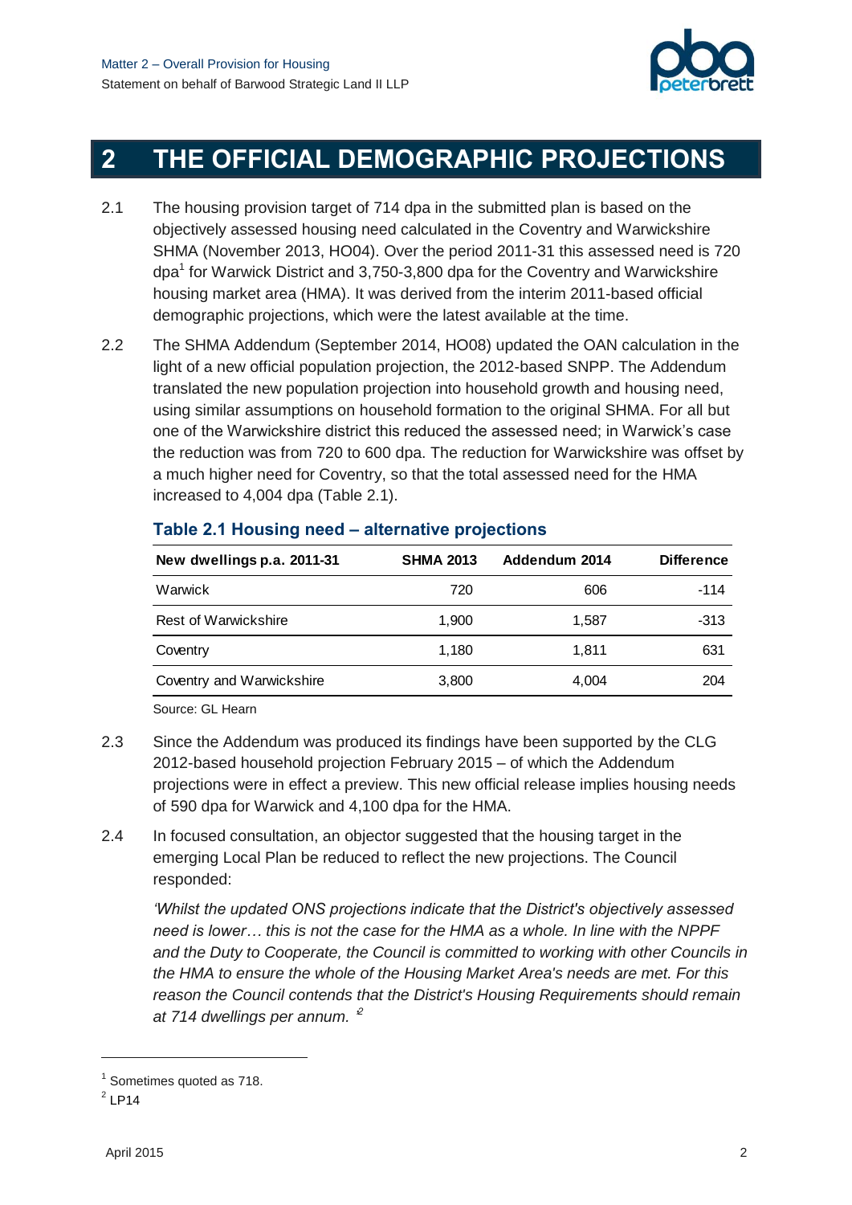# 2 THE OFFICIAL DEMOGRAPHIC PROJECTIONS

2.1 The housing provision target of 714 dpa in the submitted plan is based on the objectively assessed housing need calculated in the Coventry and Warwickshire SHMA (November 2013, HO04). Over the period 2011-31 this assessed need is 720 dpa[1] for Warwick District and 3,750-3,800 dpa for the Coventry and Warwickshire housing market area (HMA). It was derived from the interim 2011-based official demographic projections, which were the latest available at the time.

2.2 The SHMA Addendum (September 2014, HO08) updated the OAN calculation in the light of a new official population projection, the 2012-based SNPP. The Addendum translated the new population projection into household growth and housing need, using similar assumptions on household formation to the original SHMA. For all but one of the Warwickshire district this reduced the assessed need; in Warwick's case the reduction was from 720 to 600 dpa. The reduction for Warwickshire was offset by a much higher need for Coventry, so that the total assessed need for the HMA increased to 4,004 dpa (Table 2.1).

### Table 2.1 Housing need – alternative projections

| New dwellings p.a. 2011-31 | SHMA 2013 | Addendum 2014 | Difference |
|---|---|---|---|
| Warwick | 720 | 606 | -114 |
| Rest of Warwickshire | 1,900 | 1,587 | -313 |
| Coventry | 1,180 | 1,811 | 631 |
| Coventry and Warwickshire | 3,800 | 4,004 | 204 |

Source: GL Hearn

2.3 Since the Addendum was produced its findings have been supported by the CLG 2012-based household projection February 2015 – of which the Addendum projections were in effect a preview. This new official release implies housing needs of 590 dpa for Warwick and 4,100 dpa for the HMA.

2.4 In focused consultation, an objector suggested that the housing target in the emerging Local Plan be reduced to reflect the new projections. The Council responded:

*'Whilst the updated ONS projections indicate that the District's objectively assessed need is lower… this is not the case for the HMA as a whole. In line with the NPPF and the Duty to Cooperate, the Council is committed to working with other Councils in the HMA to ensure the whole of the Housing Market Area's needs are met. For this reason the Council contends that the District's Housing Requirements should remain at 714 dwellings per annum.* [2]

---

[1] Sometimes quoted as 718.

[2] LP14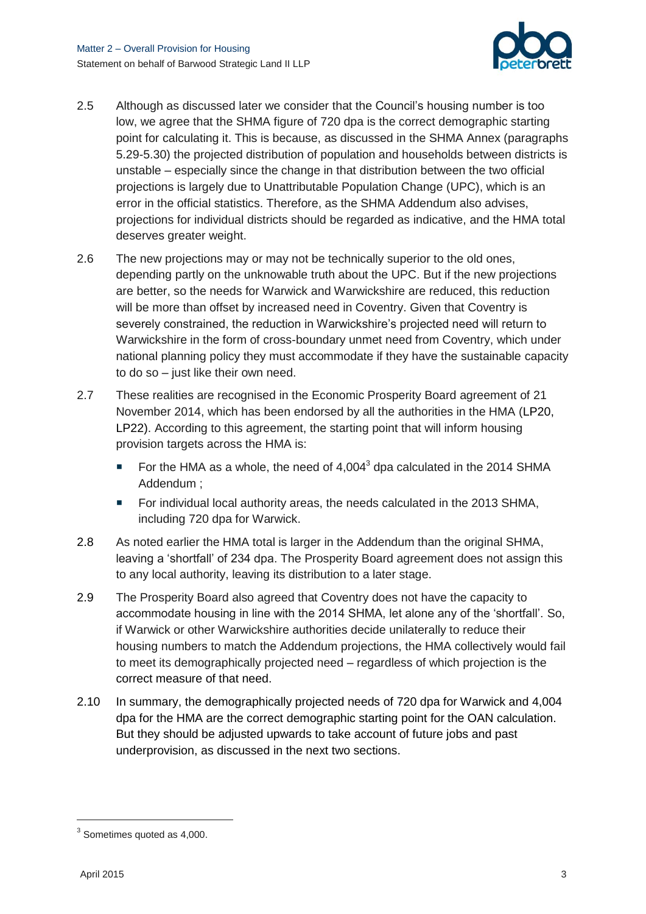2.5 Although as discussed later we consider that the Council's housing number is too low, we agree that the SHMA figure of 720 dpa is the correct demographic starting point for calculating it. This is because, as discussed in the SHMA Annex (paragraphs 5.29-5.30) the projected distribution of population and households between districts is unstable – especially since the change in that distribution between the two official projections is largely due to Unattributable Population Change (UPC), which is an error in the official statistics. Therefore, as the SHMA Addendum also advises, projections for individual districts should be regarded as indicative, and the HMA total deserves greater weight.

2.6 The new projections may or may not be technically superior to the old ones, depending partly on the unknowable truth about the UPC. But if the new projections are better, so the needs for Warwick and Warwickshire are reduced, this reduction will be more than offset by increased need in Coventry. Given that Coventry is severely constrained, the reduction in Warwickshire's projected need will return to Warwickshire in the form of cross-boundary unmet need from Coventry, which under national planning policy they must accommodate if they have the sustainable capacity to do so – just like their own need.

2.7 These realities are recognised in the Economic Prosperity Board agreement of 21 November 2014, which has been endorsed by all the authorities in the HMA (LP20, LP22). According to this agreement, the starting point that will inform housing provision targets across the HMA is:

- For the HMA as a whole, the need of 4,004[3] dpa calculated in the 2014 SHMA Addendum ;
- For individual local authority areas, the needs calculated in the 2013 SHMA, including 720 dpa for Warwick.

2.8 As noted earlier the HMA total is larger in the Addendum than the original SHMA, leaving a 'shortfall' of 234 dpa. The Prosperity Board agreement does not assign this to any local authority, leaving its distribution to a later stage.

2.9 The Prosperity Board also agreed that Coventry does not have the capacity to accommodate housing in line with the 2014 SHMA, let alone any of the 'shortfall'. So, if Warwick or other Warwickshire authorities decide unilaterally to reduce their housing numbers to match the Addendum projections, the HMA collectively would fail to meet its demographically projected need – regardless of which projection is the correct measure of that need.

2.10 In summary, the demographically projected needs of 720 dpa for Warwick and 4,004 dpa for the HMA are the correct demographic starting point for the OAN calculation. But they should be adjusted upwards to take account of future jobs and past underprovision, as discussed in the next two sections.

[3] Sometimes quoted as 4,000.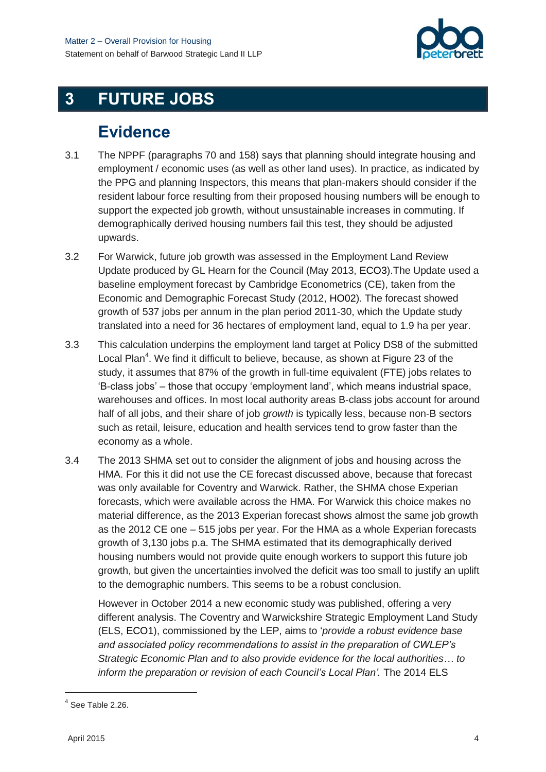# 3 FUTURE JOBS

## Evidence

3.1 The NPPF (paragraphs 70 and 158) says that planning should integrate housing and employment / economic uses (as well as other land uses). In practice, as indicated by the PPG and planning Inspectors, this means that plan-makers should consider if the resident labour force resulting from their proposed housing numbers will be enough to support the expected job growth, without unsustainable increases in commuting. If demographically derived housing numbers fail this test, they should be adjusted upwards.

3.2 For Warwick, future job growth was assessed in the Employment Land Review Update produced by GL Hearn for the Council (May 2013, ECO3).The Update used a baseline employment forecast by Cambridge Econometrics (CE), taken from the Economic and Demographic Forecast Study (2012, HO02). The forecast showed growth of 537 jobs per annum in the plan period 2011-30, which the Update study translated into a need for 36 hectares of employment land, equal to 1.9 ha per year.

3.3 This calculation underpins the employment land target at Policy DS8 of the submitted Local Plan[4]. We find it difficult to believe, because, as shown at Figure 23 of the study, it assumes that 87% of the growth in full-time equivalent (FTE) jobs relates to 'B-class jobs' – those that occupy 'employment land', which means industrial space, warehouses and offices. In most local authority areas B-class jobs account for around half of all jobs, and their share of job *growth* is typically less, because non-B sectors such as retail, leisure, education and health services tend to grow faster than the economy as a whole.

3.4 The 2013 SHMA set out to consider the alignment of jobs and housing across the HMA. For this it did not use the CE forecast discussed above, because that forecast was only available for Coventry and Warwick. Rather, the SHMA chose Experian forecasts, which were available across the HMA. For Warwick this choice makes no material difference, as the 2013 Experian forecast shows almost the same job growth as the 2012 CE one – 515 jobs per year. For the HMA as a whole Experian forecasts growth of 3,130 jobs p.a. The SHMA estimated that its demographically derived housing numbers would not provide quite enough workers to support this future job growth, but given the uncertainties involved the deficit was too small to justify an uplift to the demographic numbers. This seems to be a robust conclusion.

However in October 2014 a new economic study was published, offering a very different analysis. The Coventry and Warwickshire Strategic Employment Land Study (ELS, ECO1), commissioned by the LEP, aims to '*provide a robust evidence base and associated policy recommendations to assist in the preparation of CWLEP's Strategic Economic Plan and to also provide evidence for the local authorities… to inform the preparation or revision of each Council's Local Plan'.* The 2014 ELS

[4] See Table 2.26.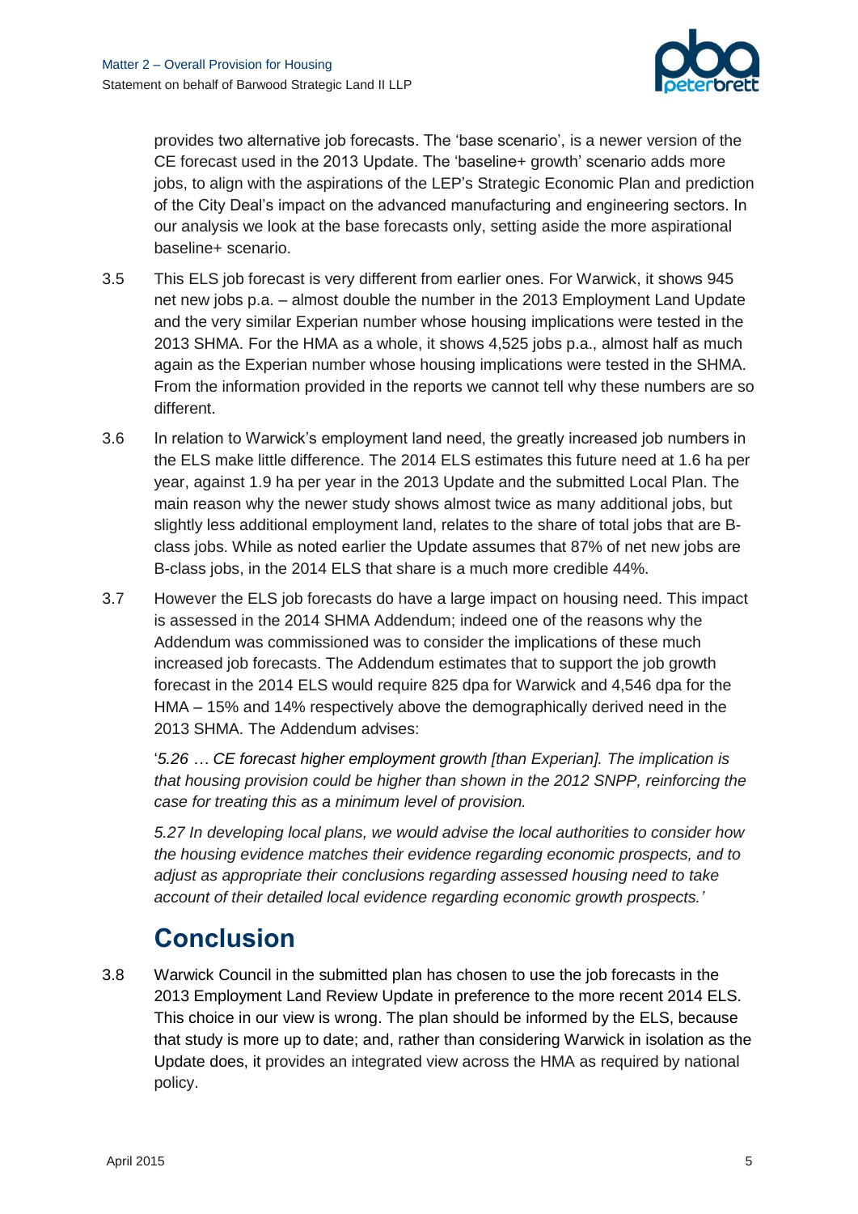provides two alternative job forecasts. The 'base scenario', is a newer version of the CE forecast used in the 2013 Update. The 'baseline+ growth' scenario adds more jobs, to align with the aspirations of the LEP's Strategic Economic Plan and prediction of the City Deal's impact on the advanced manufacturing and engineering sectors. In our analysis we look at the base forecasts only, setting aside the more aspirational baseline+ scenario.

3.5 This ELS job forecast is very different from earlier ones. For Warwick, it shows 945 net new jobs p.a. – almost double the number in the 2013 Employment Land Update and the very similar Experian number whose housing implications were tested in the 2013 SHMA. For the HMA as a whole, it shows 4,525 jobs p.a., almost half as much again as the Experian number whose housing implications were tested in the SHMA. From the information provided in the reports we cannot tell why these numbers are so different.

3.6 In relation to Warwick's employment land need, the greatly increased job numbers in the ELS make little difference. The 2014 ELS estimates this future need at 1.6 ha per year, against 1.9 ha per year in the 2013 Update and the submitted Local Plan. The main reason why the newer study shows almost twice as many additional jobs, but slightly less additional employment land, relates to the share of total jobs that are B-class jobs. While as noted earlier the Update assumes that 87% of net new jobs are B-class jobs, in the 2014 ELS that share is a much more credible 44%.

3.7 However the ELS job forecasts do have a large impact on housing need. This impact is assessed in the 2014 SHMA Addendum; indeed one of the reasons why the Addendum was commissioned was to consider the implications of these much increased job forecasts. The Addendum estimates that to support the job growth forecast in the 2014 ELS would require 825 dpa for Warwick and 4,546 dpa for the HMA – 15% and 14% respectively above the demographically derived need in the 2013 SHMA. The Addendum advises:

> '*5.26 … CE forecast higher employment growth [than Experian]. The implication is that housing provision could be higher than shown in the 2012 SNPP, reinforcing the case for treating this as a minimum level of provision.*
>
> *5.27 In developing local plans, we would advise the local authorities to consider how the housing evidence matches their evidence regarding economic prospects, and to adjust as appropriate their conclusions regarding assessed housing need to take account of their detailed local evidence regarding economic growth prospects.*'

## Conclusion

3.8 Warwick Council in the submitted plan has chosen to use the job forecasts in the 2013 Employment Land Review Update in preference to the more recent 2014 ELS. This choice in our view is wrong. The plan should be informed by the ELS, because that study is more up to date; and, rather than considering Warwick in isolation as the Update does, it provides an integrated view across the HMA as required by national policy.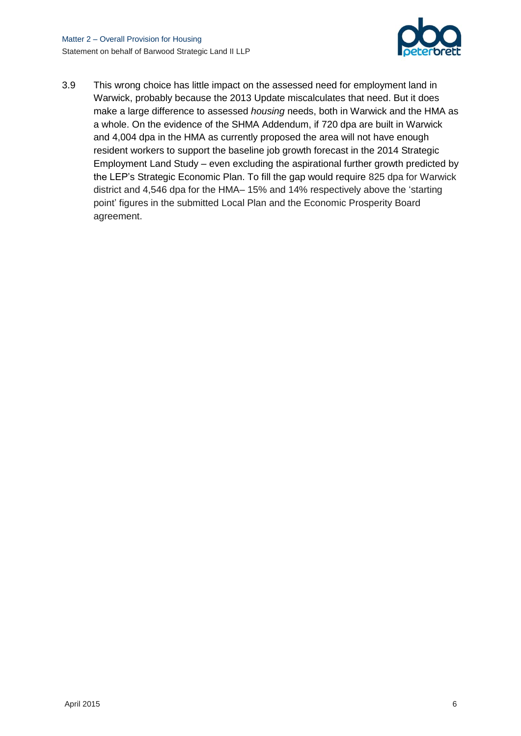3.9 This wrong choice has little impact on the assessed need for employment land in Warwick, probably because the 2013 Update miscalculates that need. But it does make a large difference to assessed *housing* needs, both in Warwick and the HMA as a whole. On the evidence of the SHMA Addendum, if 720 dpa are built in Warwick and 4,004 dpa in the HMA as currently proposed the area will not have enough resident workers to support the baseline job growth forecast in the 2014 Strategic Employment Land Study – even excluding the aspirational further growth predicted by the LEP's Strategic Economic Plan. To fill the gap would require 825 dpa for Warwick district and 4,546 dpa for the HMA– 15% and 14% respectively above the 'starting point' figures in the submitted Local Plan and the Economic Prosperity Board agreement.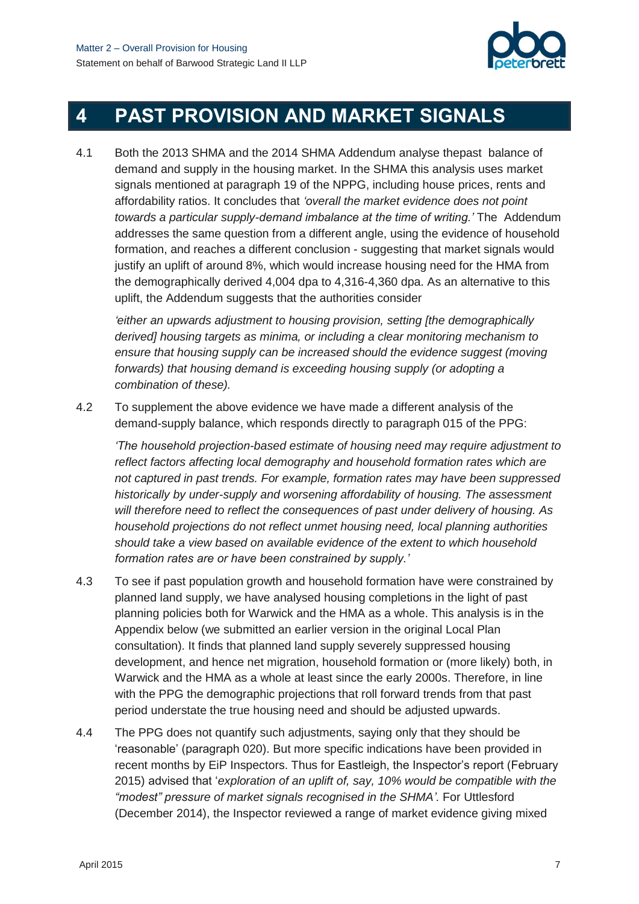# 4 PAST PROVISION AND MARKET SIGNALS

4.1 Both the 2013 SHMA and the 2014 SHMA Addendum analyse thepast balance of demand and supply in the housing market. In the SHMA this analysis uses market signals mentioned at paragraph 19 of the NPPG, including house prices, rents and affordability ratios. It concludes that *'overall the market evidence does not point towards a particular supply-demand imbalance at the time of writing.'* The Addendum addresses the same question from a different angle, using the evidence of household formation, and reaches a different conclusion - suggesting that market signals would justify an uplift of around 8%, which would increase housing need for the HMA from the demographically derived 4,004 dpa to 4,316-4,360 dpa. As an alternative to this uplift, the Addendum suggests that the authorities consider

> *'either an upwards adjustment to housing provision, setting [the demographically derived] housing targets as minima, or including a clear monitoring mechanism to ensure that housing supply can be increased should the evidence suggest (moving forwards) that housing demand is exceeding housing supply (or adopting a combination of these).*

4.2 To supplement the above evidence we have made a different analysis of the demand-supply balance, which responds directly to paragraph 015 of the PPG:

> *'The household projection-based estimate of housing need may require adjustment to reflect factors affecting local demography and household formation rates which are not captured in past trends. For example, formation rates may have been suppressed historically by under-supply and worsening affordability of housing. The assessment will therefore need to reflect the consequences of past under delivery of housing. As household projections do not reflect unmet housing need, local planning authorities should take a view based on available evidence of the extent to which household formation rates are or have been constrained by supply.'*

4.3 To see if past population growth and household formation have were constrained by planned land supply, we have analysed housing completions in the light of past planning policies both for Warwick and the HMA as a whole. This analysis is in the Appendix below (we submitted an earlier version in the original Local Plan consultation). It finds that planned land supply severely suppressed housing development, and hence net migration, household formation or (more likely) both, in Warwick and the HMA as a whole at least since the early 2000s. Therefore, in line with the PPG the demographic projections that roll forward trends from that past period understate the true housing need and should be adjusted upwards.

4.4 The PPG does not quantify such adjustments, saying only that they should be 'reasonable' (paragraph 020). But more specific indications have been provided in recent months by EiP Inspectors. Thus for Eastleigh, the Inspector's report (February 2015) advised that '*exploration of an uplift of, say, 10% would be compatible with the "modest" pressure of market signals recognised in the SHMA'.* For Uttlesford (December 2014), the Inspector reviewed a range of market evidence giving mixed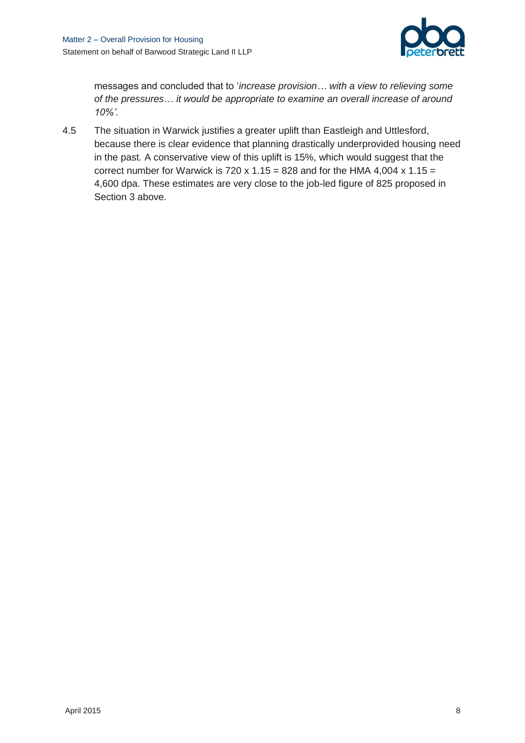messages and concluded that to '*increase provision… with a view to relieving some of the pressures… it would be appropriate to examine an overall increase of around 10%'.*

4.5 The situation in Warwick justifies a greater uplift than Eastleigh and Uttlesford, because there is clear evidence that planning drastically underprovided housing need in the past. A conservative view of this uplift is 15%, which would suggest that the correct number for Warwick is 720 x 1.15 = 828 and for the HMA 4,004 x 1.15 = 4,600 dpa. These estimates are very close to the job-led figure of 825 proposed in Section 3 above.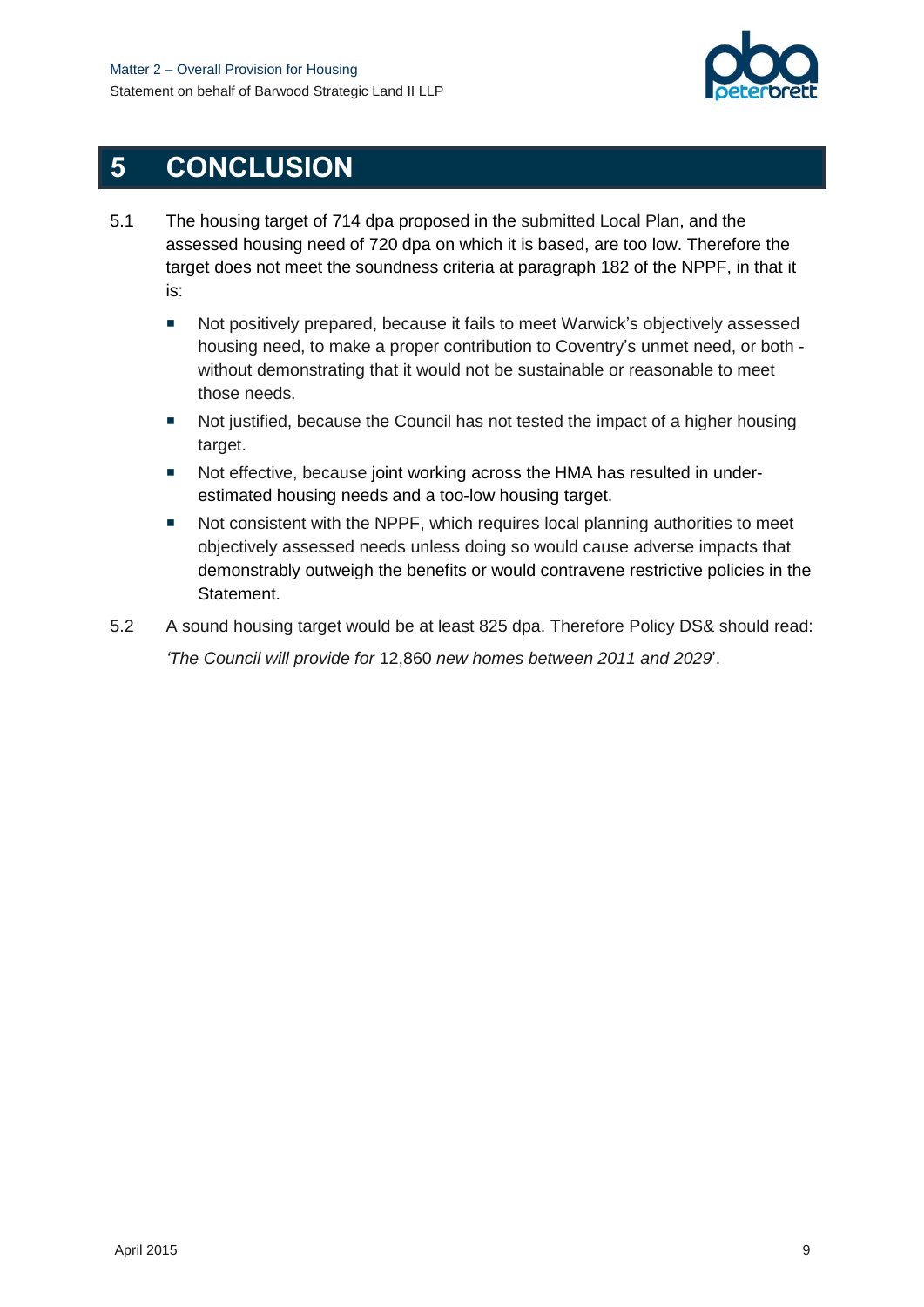# 5 CONCLUSION

5.1 The housing target of 714 dpa proposed in the submitted Local Plan, and the assessed housing need of 720 dpa on which it is based, are too low. Therefore the target does not meet the soundness criteria at paragraph 182 of the NPPF, in that it is:

- Not positively prepared, because it fails to meet Warwick's objectively assessed housing need, to make a proper contribution to Coventry's unmet need, or both - without demonstrating that it would not be sustainable or reasonable to meet those needs.
- Not justified, because the Council has not tested the impact of a higher housing target.
- Not effective, because joint working across the HMA has resulted in under-estimated housing needs and a too-low housing target.
- Not consistent with the NPPF, which requires local planning authorities to meet objectively assessed needs unless doing so would cause adverse impacts that demonstrably outweigh the benefits or would contravene restrictive policies in the Statement.

5.2 A sound housing target would be at least 825 dpa. Therefore Policy DS& should read: *'The Council will provide for* 12,860 *new homes between 2011 and 2029*'.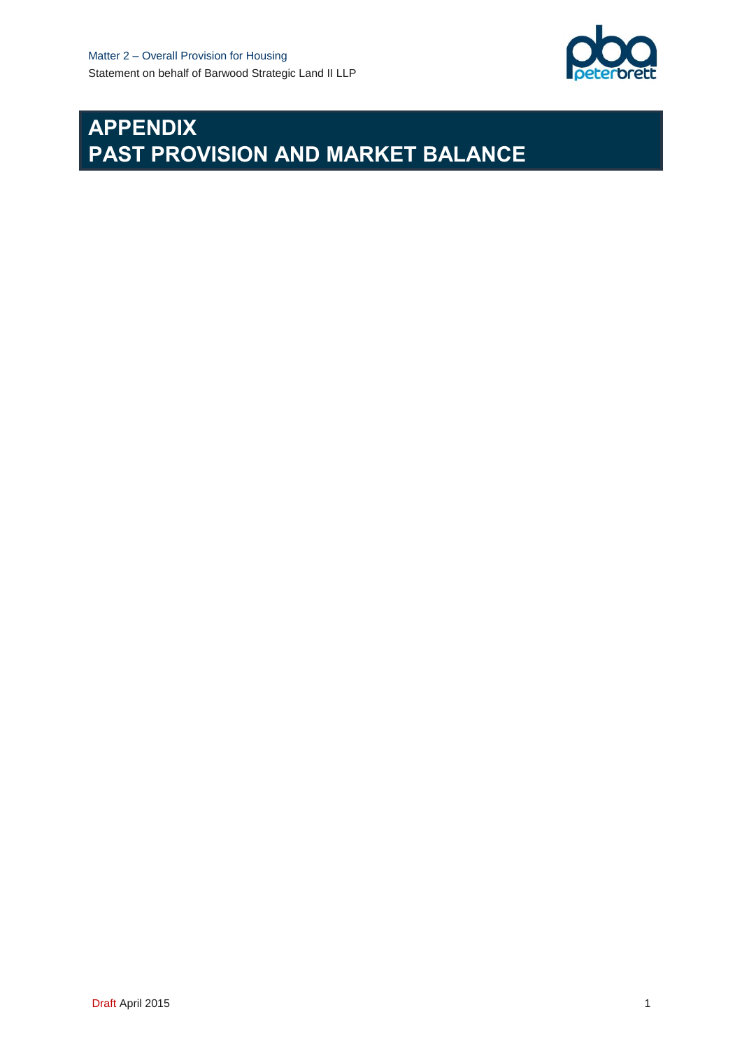# APPENDIX
# PAST PROVISION AND MARKET BALANCE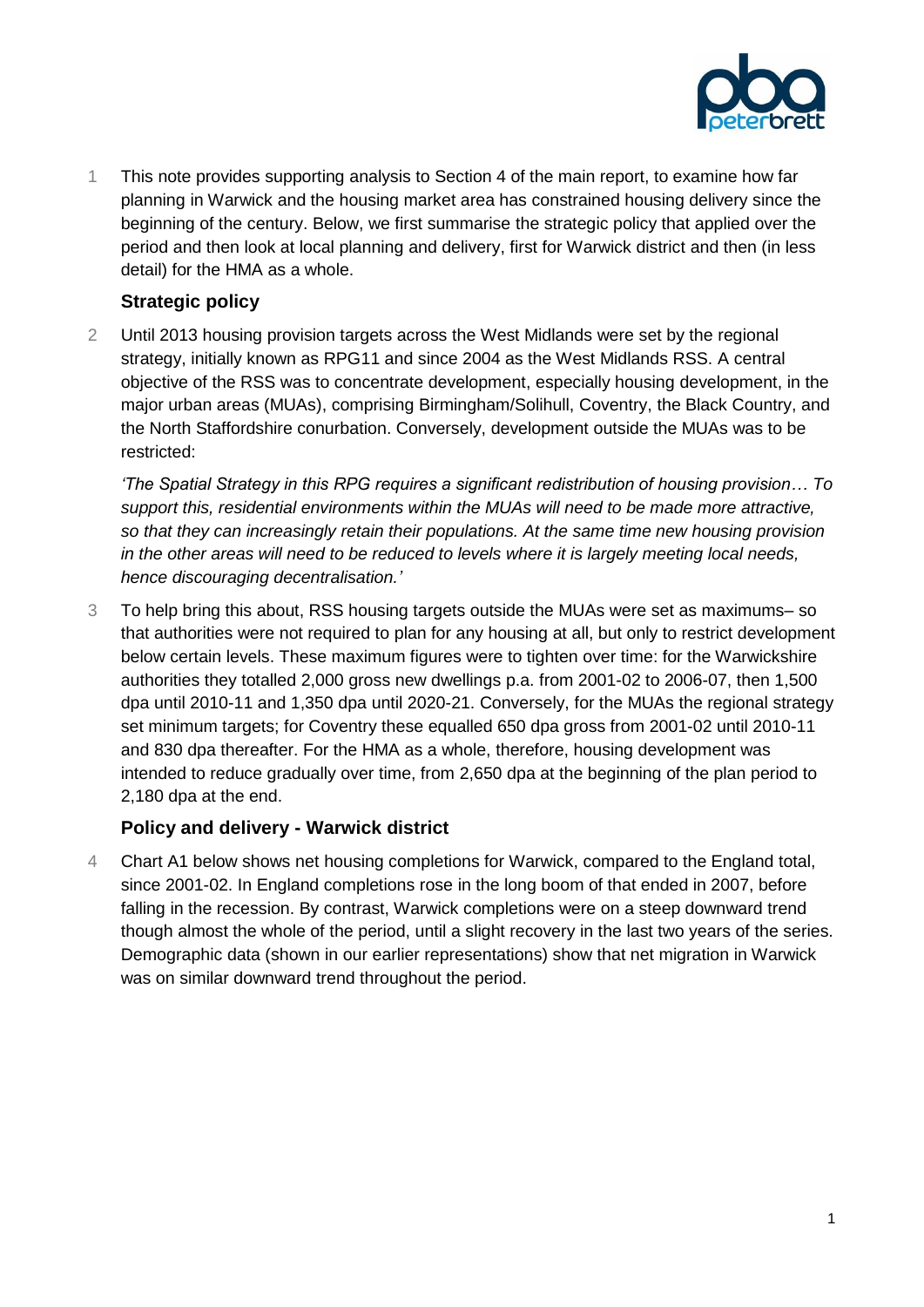1 This note provides supporting analysis to Section 4 of the main report, to examine how far planning in Warwick and the housing market area has constrained housing delivery since the beginning of the century. Below, we first summarise the strategic policy that applied over the period and then look at local planning and delivery, first for Warwick district and then (in less detail) for the HMA as a whole.

## Strategic policy

2 Until 2013 housing provision targets across the West Midlands were set by the regional strategy, initially known as RPG11 and since 2004 as the West Midlands RSS. A central objective of the RSS was to concentrate development, especially housing development, in the major urban areas (MUAs), comprising Birmingham/Solihull, Coventry, the Black Country, and the North Staffordshire conurbation. Conversely, development outside the MUAs was to be restricted:

*'The Spatial Strategy in this RPG requires a significant redistribution of housing provision… To support this, residential environments within the MUAs will need to be made more attractive, so that they can increasingly retain their populations. At the same time new housing provision in the other areas will need to be reduced to levels where it is largely meeting local needs, hence discouraging decentralisation.'*

3 To help bring this about, RSS housing targets outside the MUAs were set as maximums– so that authorities were not required to plan for any housing at all, but only to restrict development below certain levels. These maximum figures were to tighten over time: for the Warwickshire authorities they totalled 2,000 gross new dwellings p.a. from 2001-02 to 2006-07, then 1,500 dpa until 2010-11 and 1,350 dpa until 2020-21. Conversely, for the MUAs the regional strategy set minimum targets; for Coventry these equalled 650 dpa gross from 2001-02 until 2010-11 and 830 dpa thereafter. For the HMA as a whole, therefore, housing development was intended to reduce gradually over time, from 2,650 dpa at the beginning of the plan period to 2,180 dpa at the end.

## Policy and delivery - Warwick district

4 Chart A1 below shows net housing completions for Warwick, compared to the England total, since 2001-02. In England completions rose in the long boom of that ended in 2007, before falling in the recession. By contrast, Warwick completions were on a steep downward trend though almost the whole of the period, until a slight recovery in the last two years of the series. Demographic data (shown in our earlier representations) show that net migration in Warwick was on similar downward trend throughout the period.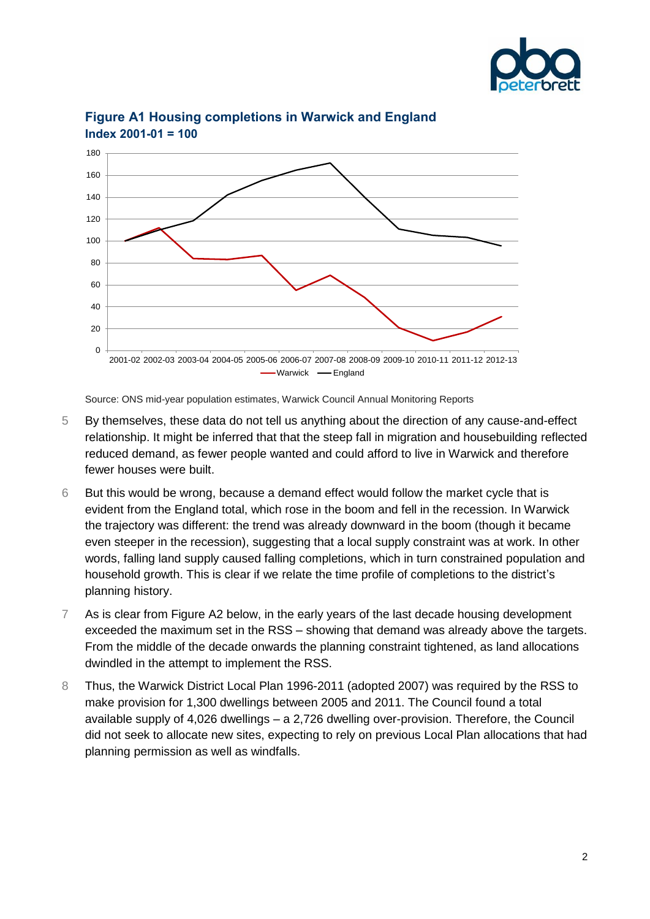**Figure A1 Housing completions in Warwick and England**
**Index 2001-01 = 100**

Source: ONS mid-year population estimates, Warwick Council Annual Monitoring Reports

5 By themselves, these data do not tell us anything about the direction of any cause-and-effect relationship. It might be inferred that that the steep fall in migration and housebuilding reflected reduced demand, as fewer people wanted and could afford to live in Warwick and therefore fewer houses were built.

6 But this would be wrong, because a demand effect would follow the market cycle that is evident from the England total, which rose in the boom and fell in the recession. In Warwick the trajectory was different: the trend was already downward in the boom (though it became even steeper in the recession), suggesting that a local supply constraint was at work. In other words, falling land supply caused falling completions, which in turn constrained population and household growth. This is clear if we relate the time profile of completions to the district's planning history.

7 As is clear from Figure A2 below, in the early years of the last decade housing development exceeded the maximum set in the RSS – showing that demand was already above the targets. From the middle of the decade onwards the planning constraint tightened, as land allocations dwindled in the attempt to implement the RSS.

8 Thus, the Warwick District Local Plan 1996-2011 (adopted 2007) was required by the RSS to make provision for 1,300 dwellings between 2005 and 2011. The Council found a total available supply of 4,026 dwellings – a 2,726 dwelling over-provision. Therefore, the Council did not seek to allocate new sites, expecting to rely on previous Local Plan allocations that had planning permission as well as windfalls.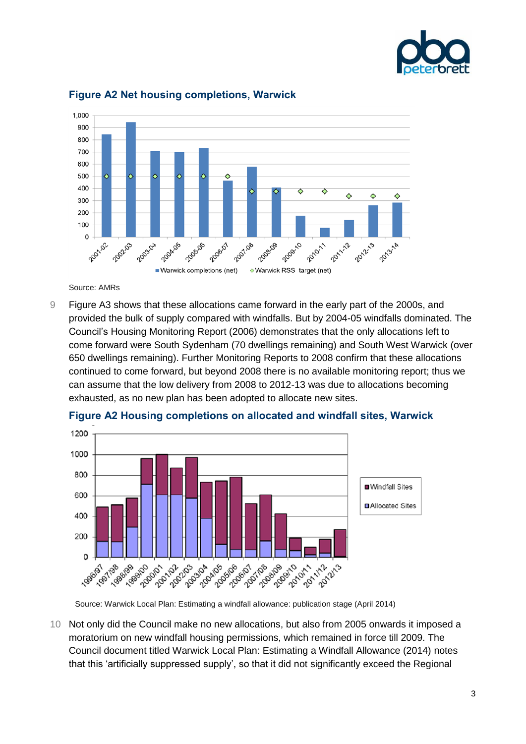### Figure A2 Net housing completions, Warwick

Source: AMRs

9 Figure A3 shows that these allocations came forward in the early part of the 2000s, and provided the bulk of supply compared with windfalls. But by 2004-05 windfalls dominated. The Council's Housing Monitoring Report (2006) demonstrates that the only allocations left to come forward were South Sydenham (70 dwellings remaining) and South West Warwick (over 650 dwellings remaining). Further Monitoring Reports to 2008 confirm that these allocations continued to come forward, but beyond 2008 there is no available monitoring report; thus we can assume that the low delivery from 2008 to 2012-13 was due to allocations becoming exhausted, as no new plan has been adopted to allocate new sites.

### Figure A2 Housing completions on allocated and windfall sites, Warwick

Source: Warwick Local Plan: Estimating a windfall allowance: publication stage (April 2014)

10 Not only did the Council make no new allocations, but also from 2005 onwards it imposed a moratorium on new windfall housing permissions, which remained in force till 2009. The Council document titled Warwick Local Plan: Estimating a Windfall Allowance (2014) notes that this 'artificially suppressed supply', so that it did not significantly exceed the Regional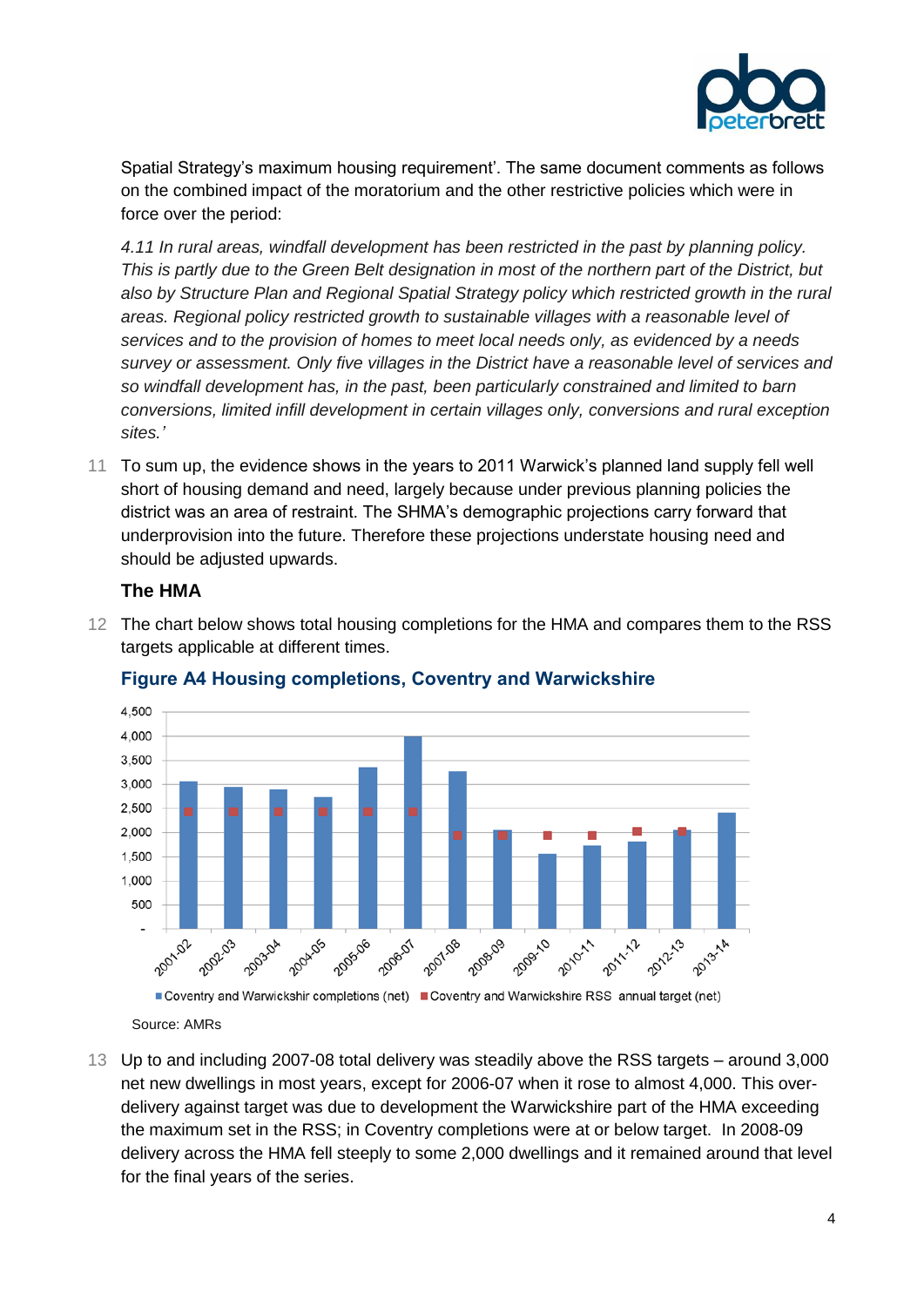Spatial Strategy's maximum housing requirement'. The same document comments as follows on the combined impact of the moratorium and the other restrictive policies which were in force over the period:

*4.11 In rural areas, windfall development has been restricted in the past by planning policy. This is partly due to the Green Belt designation in most of the northern part of the District, but also by Structure Plan and Regional Spatial Strategy policy which restricted growth in the rural areas. Regional policy restricted growth to sustainable villages with a reasonable level of services and to the provision of homes to meet local needs only, as evidenced by a needs survey or assessment. Only five villages in the District have a reasonable level of services and so windfall development has, in the past, been particularly constrained and limited to barn conversions, limited infill development in certain villages only, conversions and rural exception sites.'*

11 To sum up, the evidence shows in the years to 2011 Warwick's planned land supply fell well short of housing demand and need, largely because under previous planning policies the district was an area of restraint. The SHMA's demographic projections carry forward that underprovision into the future. Therefore these projections understate housing need and should be adjusted upwards.

### The HMA

12 The chart below shows total housing completions for the HMA and compares them to the RSS targets applicable at different times.

**Figure A4 Housing completions, Coventry and Warwickshire**

Source: AMRs

13 Up to and including 2007-08 total delivery was steadily above the RSS targets – around 3,000 net new dwellings in most years, except for 2006-07 when it rose to almost 4,000. This over-delivery against target was due to development the Warwickshire part of the HMA exceeding the maximum set in the RSS; in Coventry completions were at or below target. In 2008-09 delivery across the HMA fell steeply to some 2,000 dwellings and it remained around that level for the final years of the series.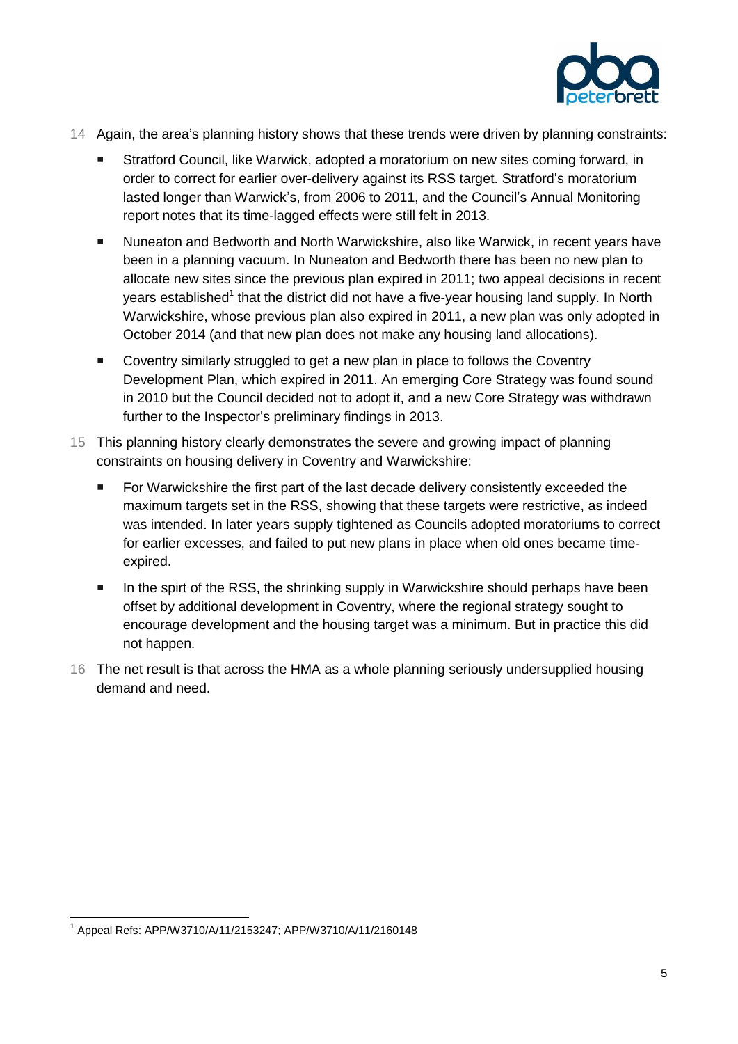14 Again, the area's planning history shows that these trends were driven by planning constraints:

- Stratford Council, like Warwick, adopted a moratorium on new sites coming forward, in order to correct for earlier over-delivery against its RSS target. Stratford's moratorium lasted longer than Warwick's, from 2006 to 2011, and the Council's Annual Monitoring report notes that its time-lagged effects were still felt in 2013.
- Nuneaton and Bedworth and North Warwickshire, also like Warwick, in recent years have been in a planning vacuum. In Nuneaton and Bedworth there has been no new plan to allocate new sites since the previous plan expired in 2011; two appeal decisions in recent years established[1] that the district did not have a five-year housing land supply. In North Warwickshire, whose previous plan also expired in 2011, a new plan was only adopted in October 2014 (and that new plan does not make any housing land allocations).
- Coventry similarly struggled to get a new plan in place to follows the Coventry Development Plan, which expired in 2011. An emerging Core Strategy was found sound in 2010 but the Council decided not to adopt it, and a new Core Strategy was withdrawn further to the Inspector's preliminary findings in 2013.

15 This planning history clearly demonstrates the severe and growing impact of planning constraints on housing delivery in Coventry and Warwickshire:

- For Warwickshire the first part of the last decade delivery consistently exceeded the maximum targets set in the RSS, showing that these targets were restrictive, as indeed was intended. In later years supply tightened as Councils adopted moratoriums to correct for earlier excesses, and failed to put new plans in place when old ones became time-expired.
- In the spirt of the RSS, the shrinking supply in Warwickshire should perhaps have been offset by additional development in Coventry, where the regional strategy sought to encourage development and the housing target was a minimum. But in practice this did not happen.

16 The net result is that across the HMA as a whole planning seriously undersupplied housing demand and need.

[1] Appeal Refs: APP/W3710/A/11/2153247; APP/W3710/A/11/2160148